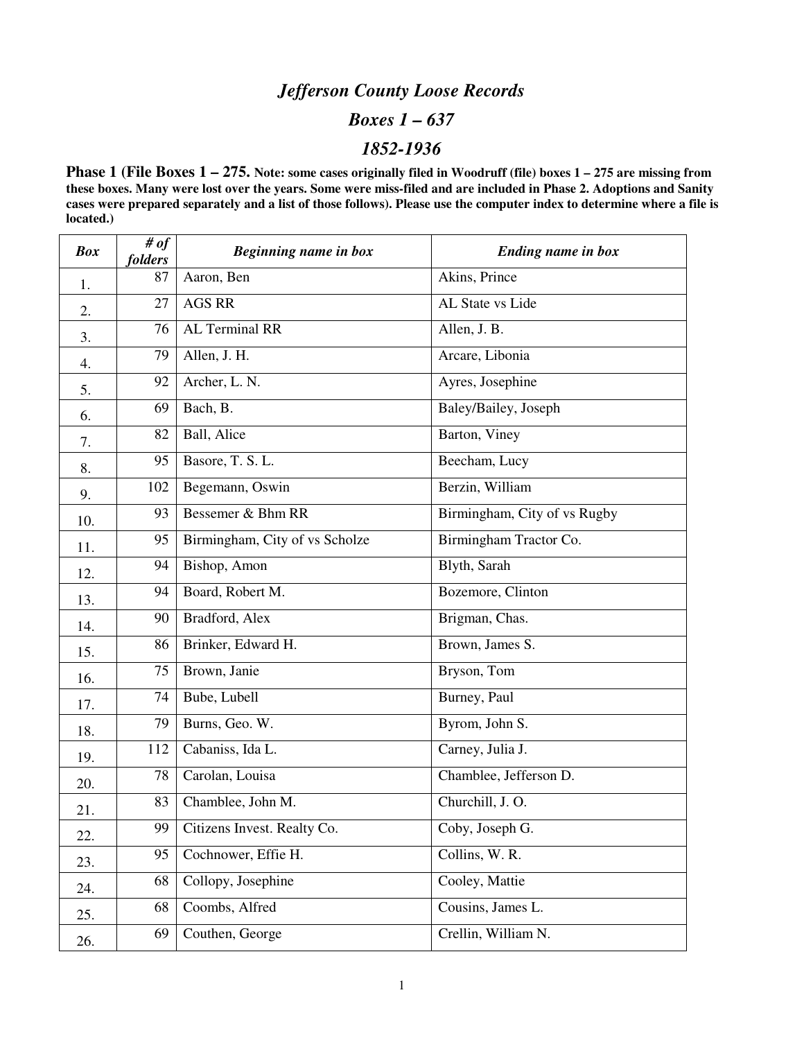# *Jefferson County Loose Records*

## *Boxes 1 – 637*

## *1852-1936*

**Phase 1 (File Boxes 1 – 275. Note: some cases originally filed in Woodruff (file) boxes 1 – 275 are missing from these boxes. Many were lost over the years. Some were miss-filed and are included in Phase 2. Adoptions and Sanity cases were prepared separately and a list of those follows). Please use the computer index to determine where a file is located.)**

| *Box* | *# of folders* | *Beginning name in box* | *Ending name in box* |
|---|---|---|---|
| 1. | 87 | Aaron, Ben | Akins, Prince |
| 2. | 27 | AGS RR | AL State vs Lide |
| 3. | 76 | AL Terminal RR | Allen, J. B. |
| 4. | 79 | Allen, J. H. | Arcare, Libonia |
| 5. | 92 | Archer, L. N. | Ayres, Josephine |
| 6. | 69 | Bach, B. | Baley/Bailey, Joseph |
| 7. | 82 | Ball, Alice | Barton, Viney |
| 8. | 95 | Basore, T. S. L. | Beecham, Lucy |
| 9. | 102 | Begemann, Oswin | Berzin, William |
| 10. | 93 | Bessemer & Bhm RR | Birmingham, City of vs Rugby |
| 11. | 95 | Birmingham, City of vs Scholze | Birmingham Tractor Co. |
| 12. | 94 | Bishop, Amon | Blyth, Sarah |
| 13. | 94 | Board, Robert M. | Bozemore, Clinton |
| 14. | 90 | Bradford, Alex | Brigman, Chas. |
| 15. | 86 | Brinker, Edward H. | Brown, James S. |
| 16. | 75 | Brown, Janie | Bryson, Tom |
| 17. | 74 | Bube, Lubell | Burney, Paul |
| 18. | 79 | Burns, Geo. W. | Byrom, John S. |
| 19. | 112 | Cabaniss, Ida L. | Carney, Julia J. |
| 20. | 78 | Carolan, Louisa | Chamblee, Jefferson D. |
| 21. | 83 | Chamblee, John M. | Churchill, J. O. |
| 22. | 99 | Citizens Invest. Realty Co. | Coby, Joseph G. |
| 23. | 95 | Cochnower, Effie H. | Collins, W. R. |
| 24. | 68 | Collopy, Josephine | Cooley, Mattie |
| 25. | 68 | Coombs, Alfred | Cousins, James L. |
| 26. | 69 | Couthen, George | Crellin, William N. |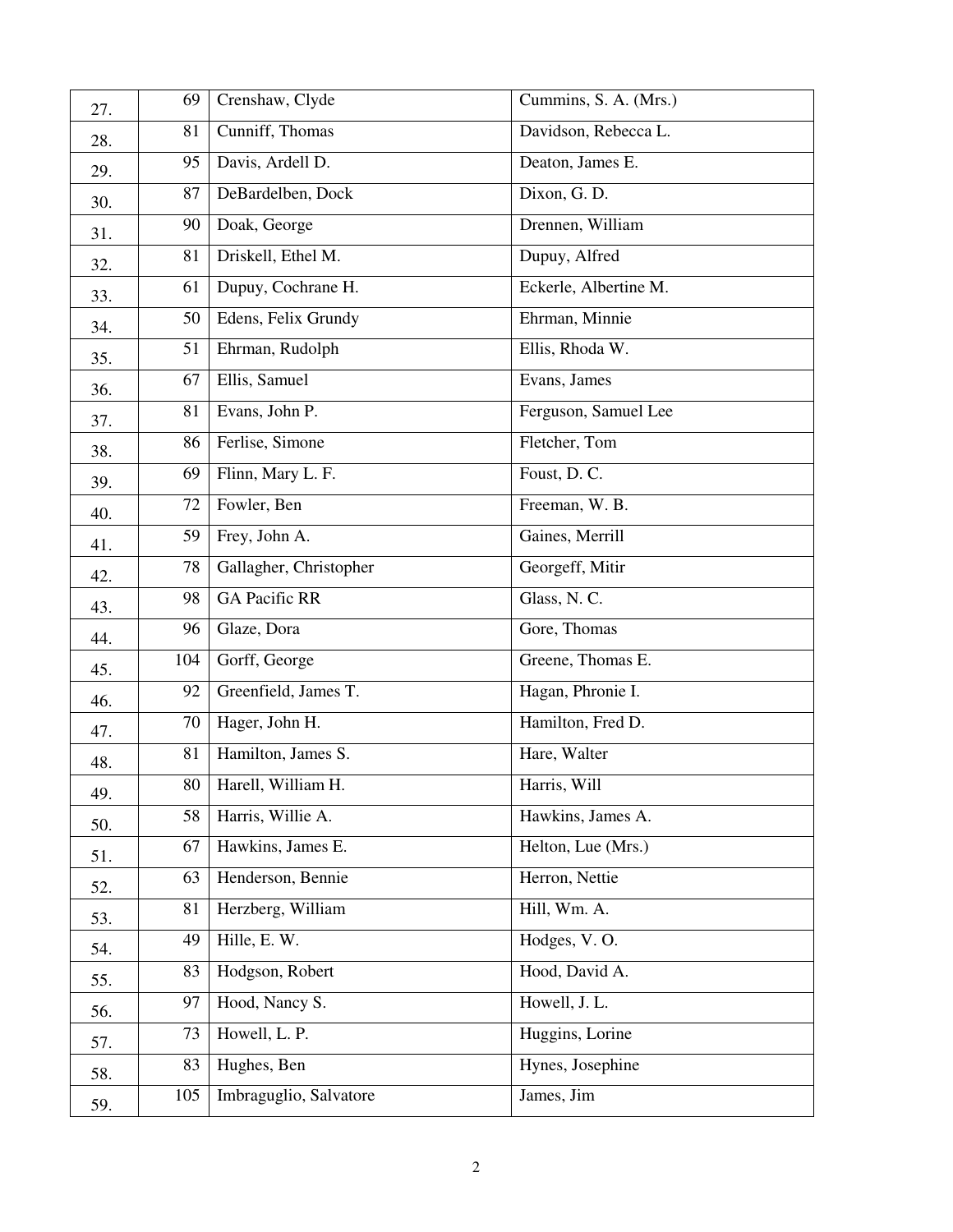| | | | |
|---|---|---|---|
| 27. | 69 | Crenshaw, Clyde | Cummins, S. A. (Mrs.) |
| 28. | 81 | Cunniff, Thomas | Davidson, Rebecca L. |
| 29. | 95 | Davis, Ardell D. | Deaton, James E. |
| 30. | 87 | DeBardelben, Dock | Dixon, G. D. |
| 31. | 90 | Doak, George | Drennen, William |
| 32. | 81 | Driskell, Ethel M. | Dupuy, Alfred |
| 33. | 61 | Dupuy, Cochrane H. | Eckerle, Albertine M. |
| 34. | 50 | Edens, Felix Grundy | Ehrman, Minnie |
| 35. | 51 | Ehrman, Rudolph | Ellis, Rhoda W. |
| 36. | 67 | Ellis, Samuel | Evans, James |
| 37. | 81 | Evans, John P. | Ferguson, Samuel Lee |
| 38. | 86 | Ferlise, Simone | Fletcher, Tom |
| 39. | 69 | Flinn, Mary L. F. | Foust, D. C. |
| 40. | 72 | Fowler, Ben | Freeman, W. B. |
| 41. | 59 | Frey, John A. | Gaines, Merrill |
| 42. | 78 | Gallagher, Christopher | Georgeff, Mitir |
| 43. | 98 | GA Pacific RR | Glass, N. C. |
| 44. | 96 | Glaze, Dora | Gore, Thomas |
| 45. | 104 | Gorff, George | Greene, Thomas E. |
| 46. | 92 | Greenfield, James T. | Hagan, Phronie I. |
| 47. | 70 | Hager, John H. | Hamilton, Fred D. |
| 48. | 81 | Hamilton, James S. | Hare, Walter |
| 49. | 80 | Harell, William H. | Harris, Will |
| 50. | 58 | Harris, Willie A. | Hawkins, James A. |
| 51. | 67 | Hawkins, James E. | Helton, Lue (Mrs.) |
| 52. | 63 | Henderson, Bennie | Herron, Nettie |
| 53. | 81 | Herzberg, William | Hill, Wm. A. |
| 54. | 49 | Hille, E. W. | Hodges, V. O. |
| 55. | 83 | Hodgson, Robert | Hood, David A. |
| 56. | 97 | Hood, Nancy S. | Howell, J. L. |
| 57. | 73 | Howell, L. P. | Huggins, Lorine |
| 58. | 83 | Hughes, Ben | Hynes, Josephine |
| 59. | 105 | Imbraguglio, Salvatore | James, Jim |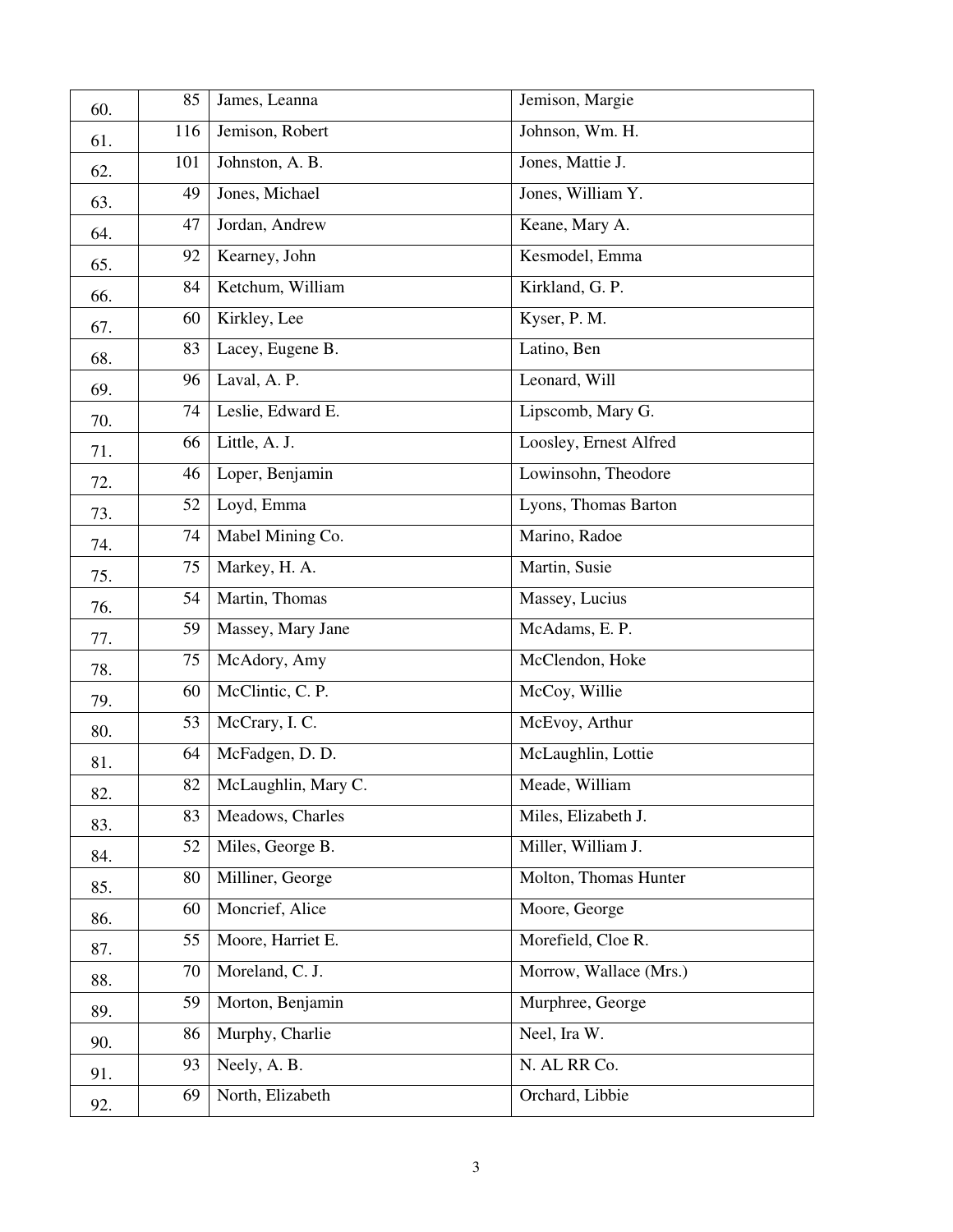| | | | |
|---|---|---|---|
| 60. | 85 | James, Leanna | Jemison, Margie |
| 61. | 116 | Jemison, Robert | Johnson, Wm. H. |
| 62. | 101 | Johnston, A. B. | Jones, Mattie J. |
| 63. | 49 | Jones, Michael | Jones, William Y. |
| 64. | 47 | Jordan, Andrew | Keane, Mary A. |
| 65. | 92 | Kearney, John | Kesmodel, Emma |
| 66. | 84 | Ketchum, William | Kirkland, G. P. |
| 67. | 60 | Kirkley, Lee | Kyser, P. M. |
| 68. | 83 | Lacey, Eugene B. | Latino, Ben |
| 69. | 96 | Laval, A. P. | Leonard, Will |
| 70. | 74 | Leslie, Edward E. | Lipscomb, Mary G. |
| 71. | 66 | Little, A. J. | Loosley, Ernest Alfred |
| 72. | 46 | Loper, Benjamin | Lowinsohn, Theodore |
| 73. | 52 | Loyd, Emma | Lyons, Thomas Barton |
| 74. | 74 | Mabel Mining Co. | Marino, Radoe |
| 75. | 75 | Markey, H. A. | Martin, Susie |
| 76. | 54 | Martin, Thomas | Massey, Lucius |
| 77. | 59 | Massey, Mary Jane | McAdams, E. P. |
| 78. | 75 | McAdory, Amy | McClendon, Hoke |
| 79. | 60 | McClintic, C. P. | McCoy, Willie |
| 80. | 53 | McCrary, I. C. | McEvoy, Arthur |
| 81. | 64 | McFadgen, D. D. | McLaughlin, Lottie |
| 82. | 82 | McLaughlin, Mary C. | Meade, William |
| 83. | 83 | Meadows, Charles | Miles, Elizabeth J. |
| 84. | 52 | Miles, George B. | Miller, William J. |
| 85. | 80 | Milliner, George | Molton, Thomas Hunter |
| 86. | 60 | Moncrief, Alice | Moore, George |
| 87. | 55 | Moore, Harriet E. | Morefield, Cloe R. |
| 88. | 70 | Moreland, C. J. | Morrow, Wallace (Mrs.) |
| 89. | 59 | Morton, Benjamin | Murphree, George |
| 90. | 86 | Murphy, Charlie | Neel, Ira W. |
| 91. | 93 | Neely, A. B. | N. AL RR Co. |
| 92. | 69 | North, Elizabeth | Orchard, Libbie |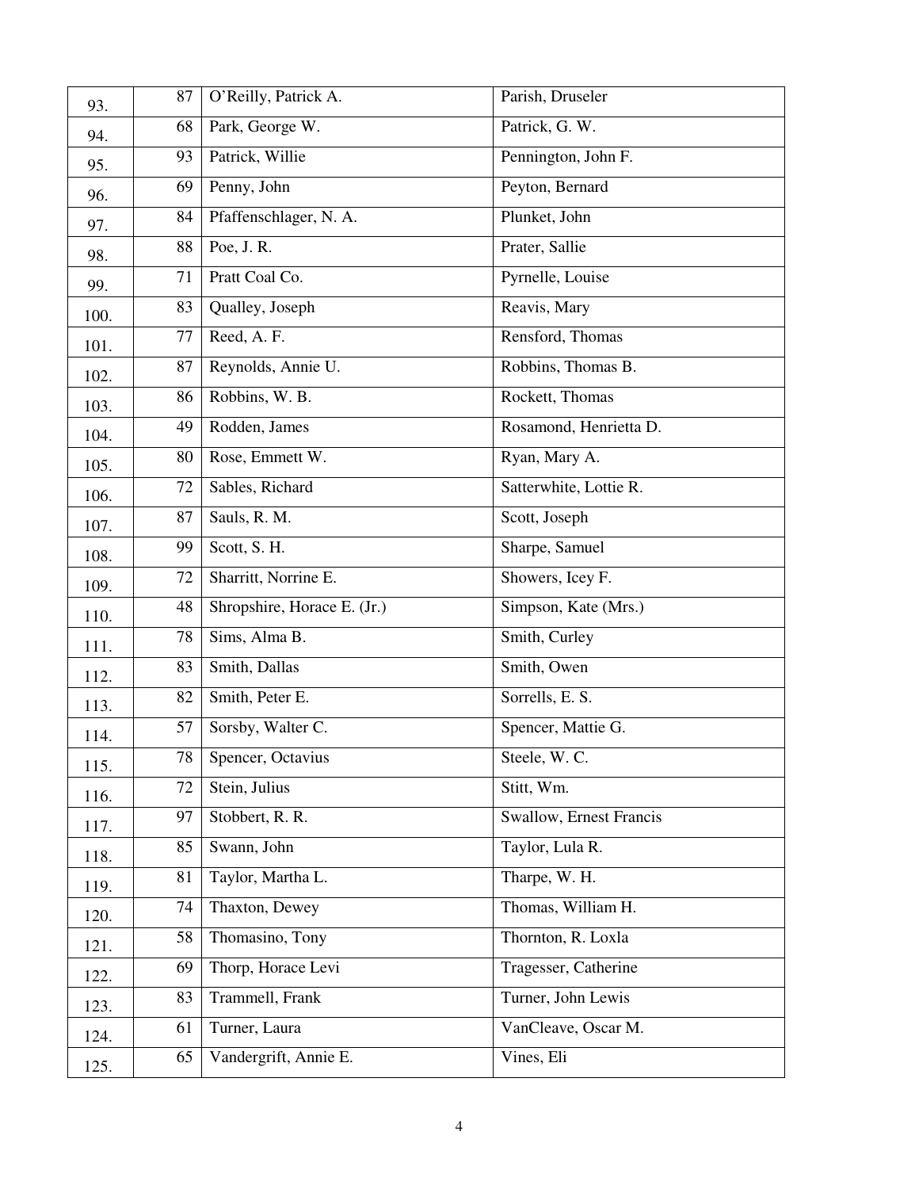| | | | |
|---|---|---|---|
| 93. | 87 | O'Reilly, Patrick A. | Parish, Druseler |
| 94. | 68 | Park, George W. | Patrick, G. W. |
| 95. | 93 | Patrick, Willie | Pennington, John F. |
| 96. | 69 | Penny, John | Peyton, Bernard |
| 97. | 84 | Pfaffenschlager, N. A. | Plunket, John |
| 98. | 88 | Poe, J. R. | Prater, Sallie |
| 99. | 71 | Pratt Coal Co. | Pyrnelle, Louise |
| 100. | 83 | Qualley, Joseph | Reavis, Mary |
| 101. | 77 | Reed, A. F. | Rensford, Thomas |
| 102. | 87 | Reynolds, Annie U. | Robbins, Thomas B. |
| 103. | 86 | Robbins, W. B. | Rockett, Thomas |
| 104. | 49 | Rodden, James | Rosamond, Henrietta D. |
| 105. | 80 | Rose, Emmett W. | Ryan, Mary A. |
| 106. | 72 | Sables, Richard | Satterwhite, Lottie R. |
| 107. | 87 | Sauls, R. M. | Scott, Joseph |
| 108. | 99 | Scott, S. H. | Sharpe, Samuel |
| 109. | 72 | Sharritt, Norrine E. | Showers, Icey F. |
| 110. | 48 | Shropshire, Horace E. (Jr.) | Simpson, Kate (Mrs.) |
| 111. | 78 | Sims, Alma B. | Smith, Curley |
| 112. | 83 | Smith, Dallas | Smith, Owen |
| 113. | 82 | Smith, Peter E. | Sorrells, E. S. |
| 114. | 57 | Sorsby, Walter C. | Spencer, Mattie G. |
| 115. | 78 | Spencer, Octavius | Steele, W. C. |
| 116. | 72 | Stein, Julius | Stitt, Wm. |
| 117. | 97 | Stobbert, R. R. | Swallow, Ernest Francis |
| 118. | 85 | Swann, John | Taylor, Lula R. |
| 119. | 81 | Taylor, Martha L. | Tharpe, W. H. |
| 120. | 74 | Thaxton, Dewey | Thomas, William H. |
| 121. | 58 | Thomasino, Tony | Thornton, R. Loxla |
| 122. | 69 | Thorp, Horace Levi | Tragesser, Catherine |
| 123. | 83 | Trammell, Frank | Turner, John Lewis |
| 124. | 61 | Turner, Laura | VanCleave, Oscar M. |
| 125. | 65 | Vandergrift, Annie E. | Vines, Eli |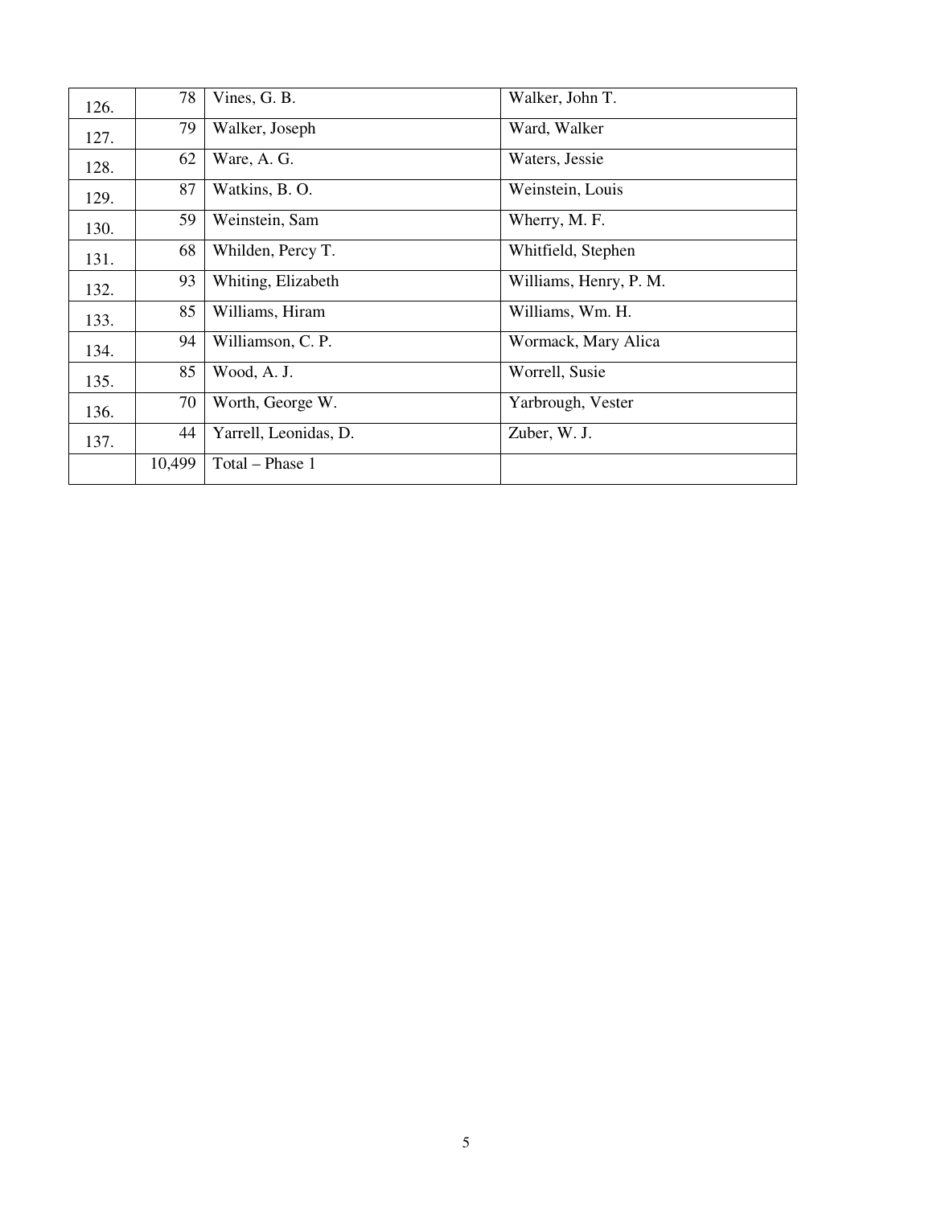| | | | |
|---|---|---|---|
| 126. | 78 | Vines, G. B. | Walker, John T. |
| 127. | 79 | Walker, Joseph | Ward, Walker |
| 128. | 62 | Ware, A. G. | Waters, Jessie |
| 129. | 87 | Watkins, B. O. | Weinstein, Louis |
| 130. | 59 | Weinstein, Sam | Wherry, M. F. |
| 131. | 68 | Whilden, Percy T. | Whitfield, Stephen |
| 132. | 93 | Whiting, Elizabeth | Williams, Henry, P. M. |
| 133. | 85 | Williams, Hiram | Williams, Wm. H. |
| 134. | 94 | Williamson, C. P. | Wormack, Mary Alica |
| 135. | 85 | Wood, A. J. | Worrell, Susie |
| 136. | 70 | Worth, George W. | Yarbrough, Vester |
| 137. | 44 | Yarrell, Leonidas, D. | Zuber, W. J. |
| | 10,499 | Total – Phase 1 | |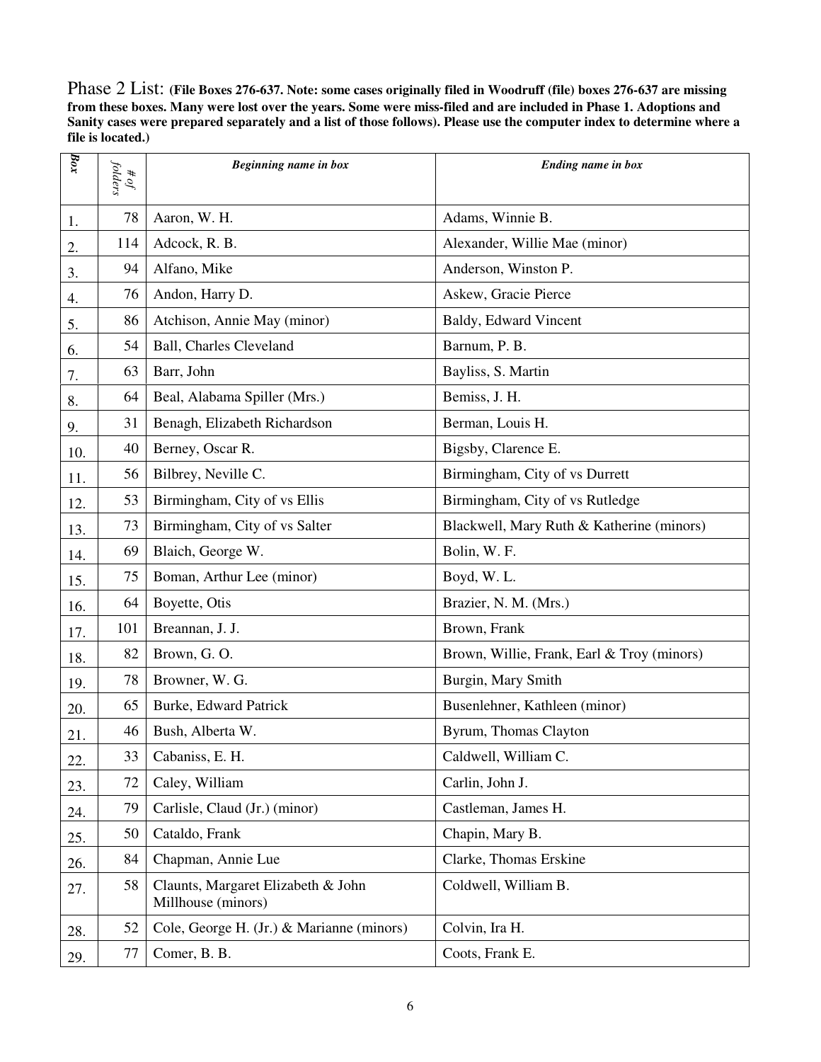Phase 2 List: **(File Boxes 276-637. Note: some cases originally filed in Woodruff (file) boxes 276-637 are missing from these boxes. Many were lost over the years. Some were miss-filed and are included in Phase 1. Adoptions and Sanity cases were prepared separately and a list of those follows). Please use the computer index to determine where a file is located.)**

| *Box* | *# of folders* | *Beginning name in box* | *Ending name in box* |
|---|---|---|---|
| 1. | 78 | Aaron, W. H. | Adams, Winnie B. |
| 2. | 114 | Adcock, R. B. | Alexander, Willie Mae (minor) |
| 3. | 94 | Alfano, Mike | Anderson, Winston P. |
| 4. | 76 | Andon, Harry D. | Askew, Gracie Pierce |
| 5. | 86 | Atchison, Annie May (minor) | Baldy, Edward Vincent |
| 6. | 54 | Ball, Charles Cleveland | Barnum, P. B. |
| 7. | 63 | Barr, John | Bayliss, S. Martin |
| 8. | 64 | Beal, Alabama Spiller (Mrs.) | Bemiss, J. H. |
| 9. | 31 | Benagh, Elizabeth Richardson | Berman, Louis H. |
| 10. | 40 | Berney, Oscar R. | Bigsby, Clarence E. |
| 11. | 56 | Bilbrey, Neville C. | Birmingham, City of vs Durrett |
| 12. | 53 | Birmingham, City of vs Ellis | Birmingham, City of vs Rutledge |
| 13. | 73 | Birmingham, City of vs Salter | Blackwell, Mary Ruth & Katherine (minors) |
| 14. | 69 | Blaich, George W. | Bolin, W. F. |
| 15. | 75 | Boman, Arthur Lee (minor) | Boyd, W. L. |
| 16. | 64 | Boyette, Otis | Brazier, N. M. (Mrs.) |
| 17. | 101 | Breannan, J. J. | Brown, Frank |
| 18. | 82 | Brown, G. O. | Brown, Willie, Frank, Earl & Troy (minors) |
| 19. | 78 | Browner, W. G. | Burgin, Mary Smith |
| 20. | 65 | Burke, Edward Patrick | Busenlehner, Kathleen (minor) |
| 21. | 46 | Bush, Alberta W. | Byrum, Thomas Clayton |
| 22. | 33 | Cabaniss, E. H. | Caldwell, William C. |
| 23. | 72 | Caley, William | Carlin, John J. |
| 24. | 79 | Carlisle, Claud (Jr.) (minor) | Castleman, James H. |
| 25. | 50 | Cataldo, Frank | Chapin, Mary B. |
| 26. | 84 | Chapman, Annie Lue | Clarke, Thomas Erskine |
| 27. | 58 | Claunts, Margaret Elizabeth & John Millhouse (minors) | Coldwell, William B. |
| 28. | 52 | Cole, George H. (Jr.) & Marianne (minors) | Colvin, Ira H. |
| 29. | 77 | Comer, B. B. | Coots, Frank E. |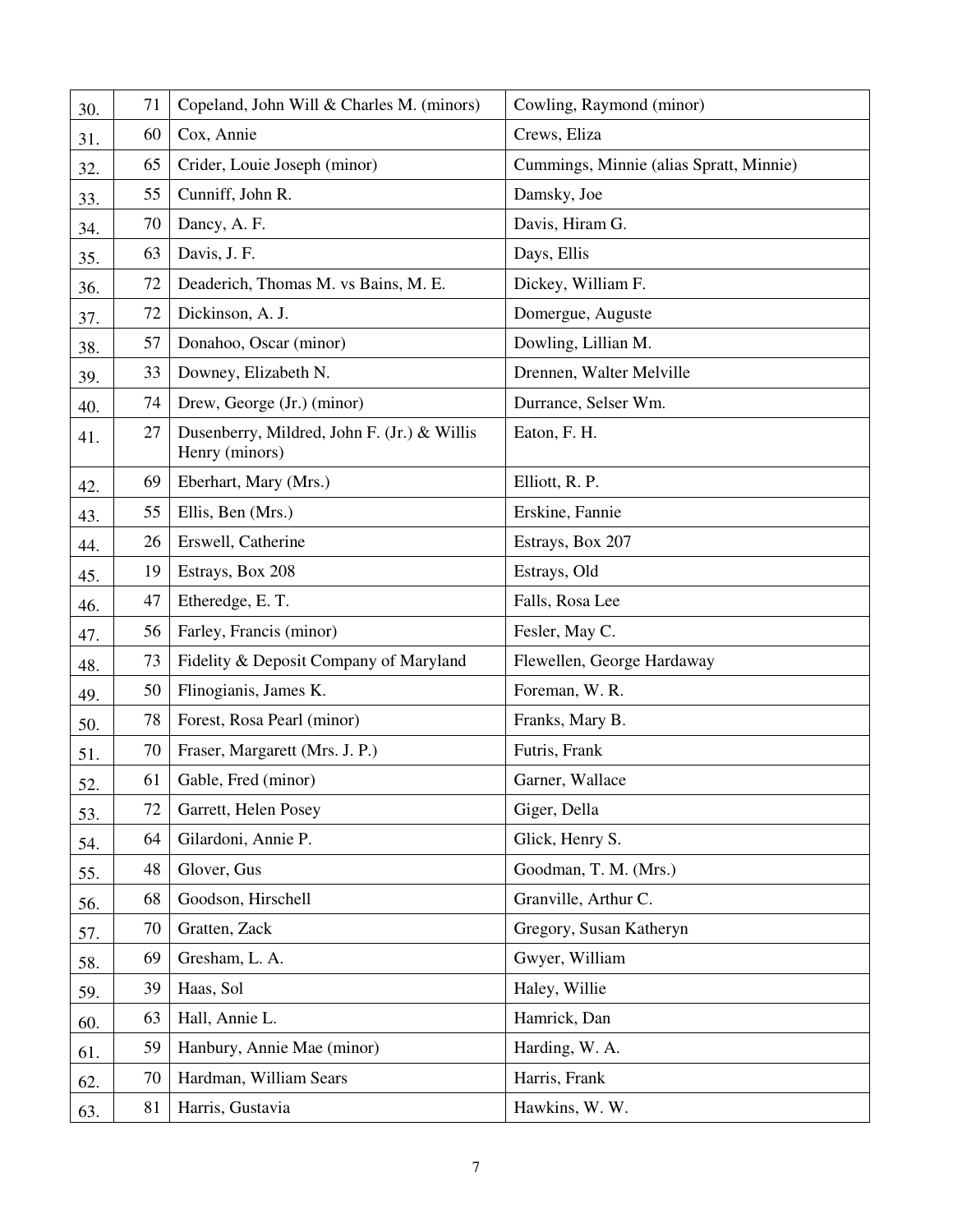| | | | |
|---|---|---|---|
| 30. | 71 | Copeland, John Will & Charles M. (minors) | Cowling, Raymond (minor) |
| 31. | 60 | Cox, Annie | Crews, Eliza |
| 32. | 65 | Crider, Louie Joseph (minor) | Cummings, Minnie (alias Spratt, Minnie) |
| 33. | 55 | Cunniff, John R. | Damsky, Joe |
| 34. | 70 | Dancy, A. F. | Davis, Hiram G. |
| 35. | 63 | Davis, J. F. | Days, Ellis |
| 36. | 72 | Deaderich, Thomas M. vs Bains, M. E. | Dickey, William F. |
| 37. | 72 | Dickinson, A. J. | Domergue, Auguste |
| 38. | 57 | Donahoo, Oscar (minor) | Dowling, Lillian M. |
| 39. | 33 | Downey, Elizabeth N. | Drennen, Walter Melville |
| 40. | 74 | Drew, George (Jr.) (minor) | Durrance, Selser Wm. |
| 41. | 27 | Dusenberry, Mildred, John F. (Jr.) & Willis Henry (minors) | Eaton, F. H. |
| 42. | 69 | Eberhart, Mary (Mrs.) | Elliott, R. P. |
| 43. | 55 | Ellis, Ben (Mrs.) | Erskine, Fannie |
| 44. | 26 | Erswell, Catherine | Estrays, Box 207 |
| 45. | 19 | Estrays, Box 208 | Estrays, Old |
| 46. | 47 | Etheredge, E. T. | Falls, Rosa Lee |
| 47. | 56 | Farley, Francis (minor) | Fesler, May C. |
| 48. | 73 | Fidelity & Deposit Company of Maryland | Flewellen, George Hardaway |
| 49. | 50 | Flinogianis, James K. | Foreman, W. R. |
| 50. | 78 | Forest, Rosa Pearl (minor) | Franks, Mary B. |
| 51. | 70 | Fraser, Margarett (Mrs. J. P.) | Futris, Frank |
| 52. | 61 | Gable, Fred (minor) | Garner, Wallace |
| 53. | 72 | Garrett, Helen Posey | Giger, Della |
| 54. | 64 | Gilardoni, Annie P. | Glick, Henry S. |
| 55. | 48 | Glover, Gus | Goodman, T. M. (Mrs.) |
| 56. | 68 | Goodson, Hirschell | Granville, Arthur C. |
| 57. | 70 | Gratten, Zack | Gregory, Susan Katheryn |
| 58. | 69 | Gresham, L. A. | Gwyer, William |
| 59. | 39 | Haas, Sol | Haley, Willie |
| 60. | 63 | Hall, Annie L. | Hamrick, Dan |
| 61. | 59 | Hanbury, Annie Mae (minor) | Harding, W. A. |
| 62. | 70 | Hardman, William Sears | Harris, Frank |
| 63. | 81 | Harris, Gustavia | Hawkins, W. W. |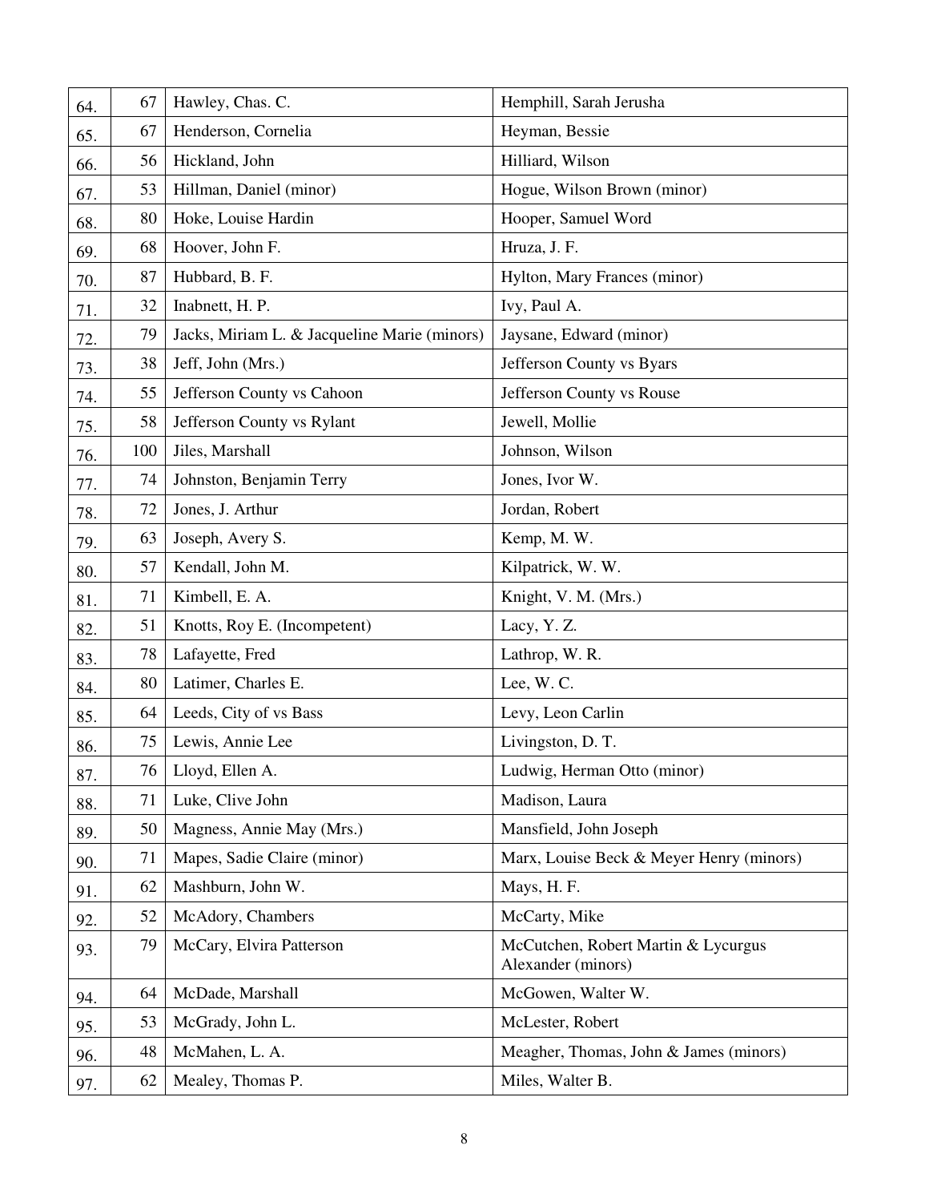| | | | |
|---|---|---|---|
| 64. | 67 | Hawley, Chas. C. | Hemphill, Sarah Jerusha |
| 65. | 67 | Henderson, Cornelia | Heyman, Bessie |
| 66. | 56 | Hickland, John | Hilliard, Wilson |
| 67. | 53 | Hillman, Daniel (minor) | Hogue, Wilson Brown (minor) |
| 68. | 80 | Hoke, Louise Hardin | Hooper, Samuel Word |
| 69. | 68 | Hoover, John F. | Hruza, J. F. |
| 70. | 87 | Hubbard, B. F. | Hylton, Mary Frances (minor) |
| 71. | 32 | Inabnett, H. P. | Ivy, Paul A. |
| 72. | 79 | Jacks, Miriam L. & Jacqueline Marie (minors) | Jaysane, Edward (minor) |
| 73. | 38 | Jeff, John (Mrs.) | Jefferson County vs Byars |
| 74. | 55 | Jefferson County vs Cahoon | Jefferson County vs Rouse |
| 75. | 58 | Jefferson County vs Rylant | Jewell, Mollie |
| 76. | 100 | Jiles, Marshall | Johnson, Wilson |
| 77. | 74 | Johnston, Benjamin Terry | Jones, Ivor W. |
| 78. | 72 | Jones, J. Arthur | Jordan, Robert |
| 79. | 63 | Joseph, Avery S. | Kemp, M. W. |
| 80. | 57 | Kendall, John M. | Kilpatrick, W. W. |
| 81. | 71 | Kimbell, E. A. | Knight, V. M. (Mrs.) |
| 82. | 51 | Knotts, Roy E. (Incompetent) | Lacy, Y. Z. |
| 83. | 78 | Lafayette, Fred | Lathrop, W. R. |
| 84. | 80 | Latimer, Charles E. | Lee, W. C. |
| 85. | 64 | Leeds, City of vs Bass | Levy, Leon Carlin |
| 86. | 75 | Lewis, Annie Lee | Livingston, D. T. |
| 87. | 76 | Lloyd, Ellen A. | Ludwig, Herman Otto (minor) |
| 88. | 71 | Luke, Clive John | Madison, Laura |
| 89. | 50 | Magness, Annie May (Mrs.) | Mansfield, John Joseph |
| 90. | 71 | Mapes, Sadie Claire (minor) | Marx, Louise Beck & Meyer Henry (minors) |
| 91. | 62 | Mashburn, John W. | Mays, H. F. |
| 92. | 52 | McAdory, Chambers | McCarty, Mike |
| 93. | 79 | McCary, Elvira Patterson | McCutchen, Robert Martin & Lycurgus Alexander (minors) |
| 94. | 64 | McDade, Marshall | McGowen, Walter W. |
| 95. | 53 | McGrady, John L. | McLester, Robert |
| 96. | 48 | McMahen, L. A. | Meagher, Thomas, John & James (minors) |
| 97. | 62 | Mealey, Thomas P. | Miles, Walter B. |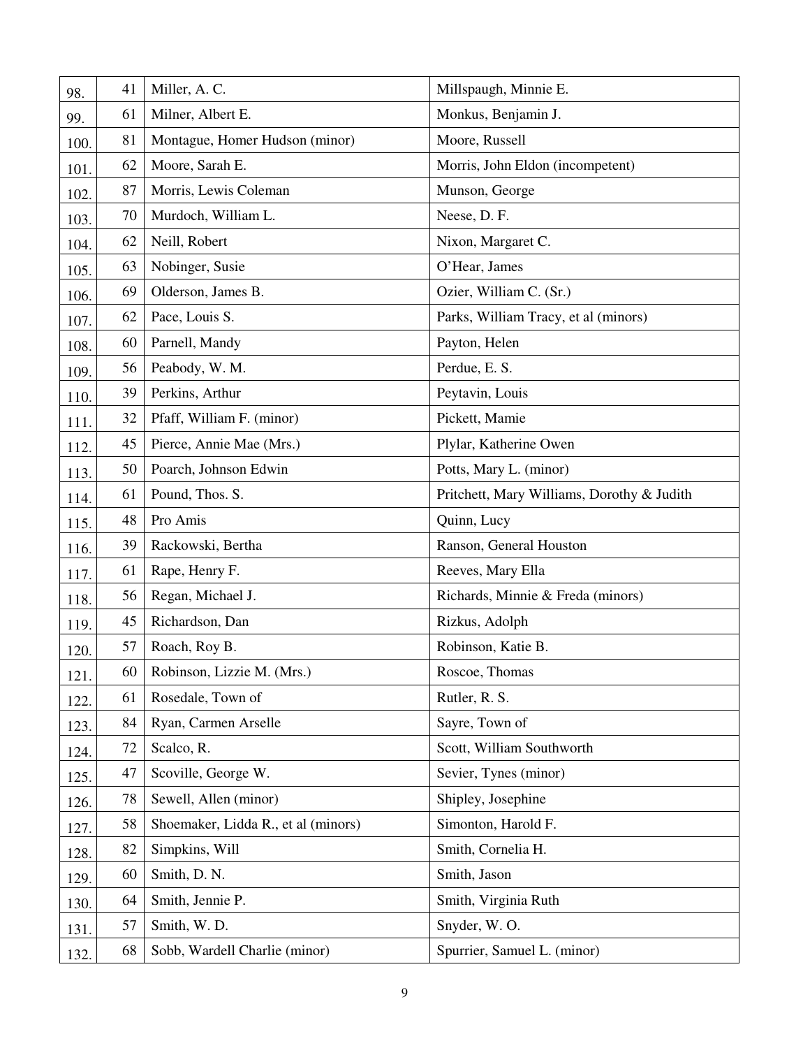| | | | |
|---|---|---|---|
| 98. | 41 | Miller, A. C. | Millspaugh, Minnie E. |
| 99. | 61 | Milner, Albert E. | Monkus, Benjamin J. |
| 100. | 81 | Montague, Homer Hudson (minor) | Moore, Russell |
| 101. | 62 | Moore, Sarah E. | Morris, John Eldon (incompetent) |
| 102. | 87 | Morris, Lewis Coleman | Munson, George |
| 103. | 70 | Murdoch, William L. | Neese, D. F. |
| 104. | 62 | Neill, Robert | Nixon, Margaret C. |
| 105. | 63 | Nobinger, Susie | O'Hear, James |
| 106. | 69 | Olderson, James B. | Ozier, William C. (Sr.) |
| 107. | 62 | Pace, Louis S. | Parks, William Tracy, et al (minors) |
| 108. | 60 | Parnell, Mandy | Payton, Helen |
| 109. | 56 | Peabody, W. M. | Perdue, E. S. |
| 110. | 39 | Perkins, Arthur | Peytavin, Louis |
| 111. | 32 | Pfaff, William F. (minor) | Pickett, Mamie |
| 112. | 45 | Pierce, Annie Mae (Mrs.) | Plylar, Katherine Owen |
| 113. | 50 | Poarch, Johnson Edwin | Potts, Mary L. (minor) |
| 114. | 61 | Pound, Thos. S. | Pritchett, Mary Williams, Dorothy & Judith |
| 115. | 48 | Pro Amis | Quinn, Lucy |
| 116. | 39 | Rackowski, Bertha | Ranson, General Houston |
| 117. | 61 | Rape, Henry F. | Reeves, Mary Ella |
| 118. | 56 | Regan, Michael J. | Richards, Minnie & Freda (minors) |
| 119. | 45 | Richardson, Dan | Rizkus, Adolph |
| 120. | 57 | Roach, Roy B. | Robinson, Katie B. |
| 121. | 60 | Robinson, Lizzie M. (Mrs.) | Roscoe, Thomas |
| 122. | 61 | Rosedale, Town of | Rutler, R. S. |
| 123. | 84 | Ryan, Carmen Arselle | Sayre, Town of |
| 124. | 72 | Scalco, R. | Scott, William Southworth |
| 125. | 47 | Scoville, George W. | Sevier, Tynes (minor) |
| 126. | 78 | Sewell, Allen (minor) | Shipley, Josephine |
| 127. | 58 | Shoemaker, Lidda R., et al (minors) | Simonton, Harold F. |
| 128. | 82 | Simpkins, Will | Smith, Cornelia H. |
| 129. | 60 | Smith, D. N. | Smith, Jason |
| 130. | 64 | Smith, Jennie P. | Smith, Virginia Ruth |
| 131. | 57 | Smith, W. D. | Snyder, W. O. |
| 132. | 68 | Sobb, Wardell Charlie (minor) | Spurrier, Samuel L. (minor) |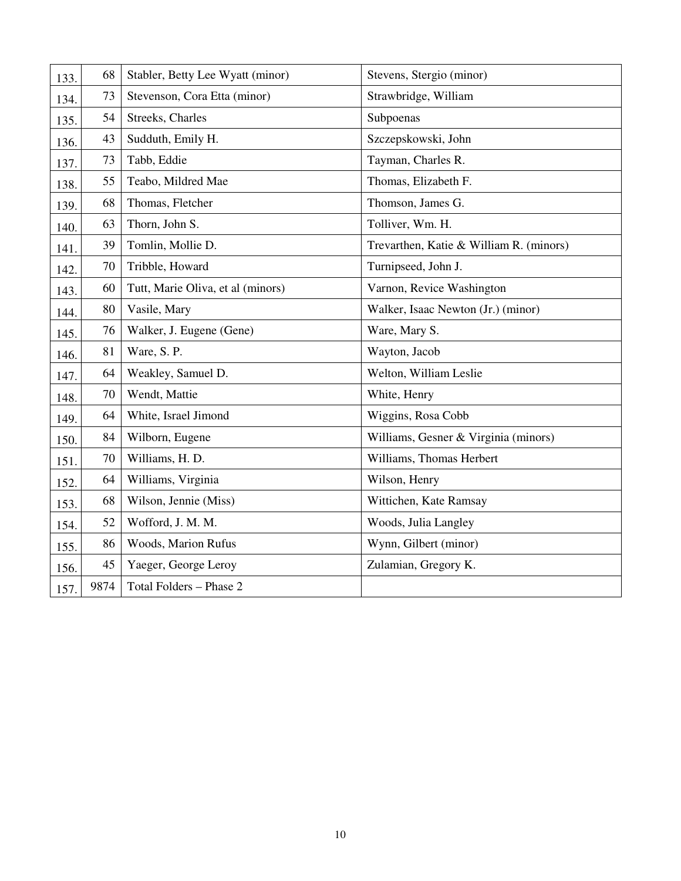| | | | |
|---|---|---|---|
| 133. | 68 | Stabler, Betty Lee Wyatt (minor) | Stevens, Stergio (minor) |
| 134. | 73 | Stevenson, Cora Etta (minor) | Strawbridge, William |
| 135. | 54 | Streeks, Charles | Subpoenas |
| 136. | 43 | Sudduth, Emily H. | Szczepskowski, John |
| 137. | 73 | Tabb, Eddie | Tayman, Charles R. |
| 138. | 55 | Teabo, Mildred Mae | Thomas, Elizabeth F. |
| 139. | 68 | Thomas, Fletcher | Thomson, James G. |
| 140. | 63 | Thorn, John S. | Tolliver, Wm. H. |
| 141. | 39 | Tomlin, Mollie D. | Trevarthen, Katie & William R. (minors) |
| 142. | 70 | Tribble, Howard | Turnipseed, John J. |
| 143. | 60 | Tutt, Marie Oliva, et al (minors) | Varnon, Revice Washington |
| 144. | 80 | Vasile, Mary | Walker, Isaac Newton (Jr.) (minor) |
| 145. | 76 | Walker, J. Eugene (Gene) | Ware, Mary S. |
| 146. | 81 | Ware, S. P. | Wayton, Jacob |
| 147. | 64 | Weakley, Samuel D. | Welton, William Leslie |
| 148. | 70 | Wendt, Mattie | White, Henry |
| 149. | 64 | White, Israel Jimond | Wiggins, Rosa Cobb |
| 150. | 84 | Wilborn, Eugene | Williams, Gesner & Virginia (minors) |
| 151. | 70 | Williams, H. D. | Williams, Thomas Herbert |
| 152. | 64 | Williams, Virginia | Wilson, Henry |
| 153. | 68 | Wilson, Jennie (Miss) | Wittichen, Kate Ramsay |
| 154. | 52 | Wofford, J. M. M. | Woods, Julia Langley |
| 155. | 86 | Woods, Marion Rufus | Wynn, Gilbert (minor) |
| 156. | 45 | Yaeger, George Leroy | Zulamian, Gregory K. |
| 157. | 9874 | Total Folders – Phase 2 | |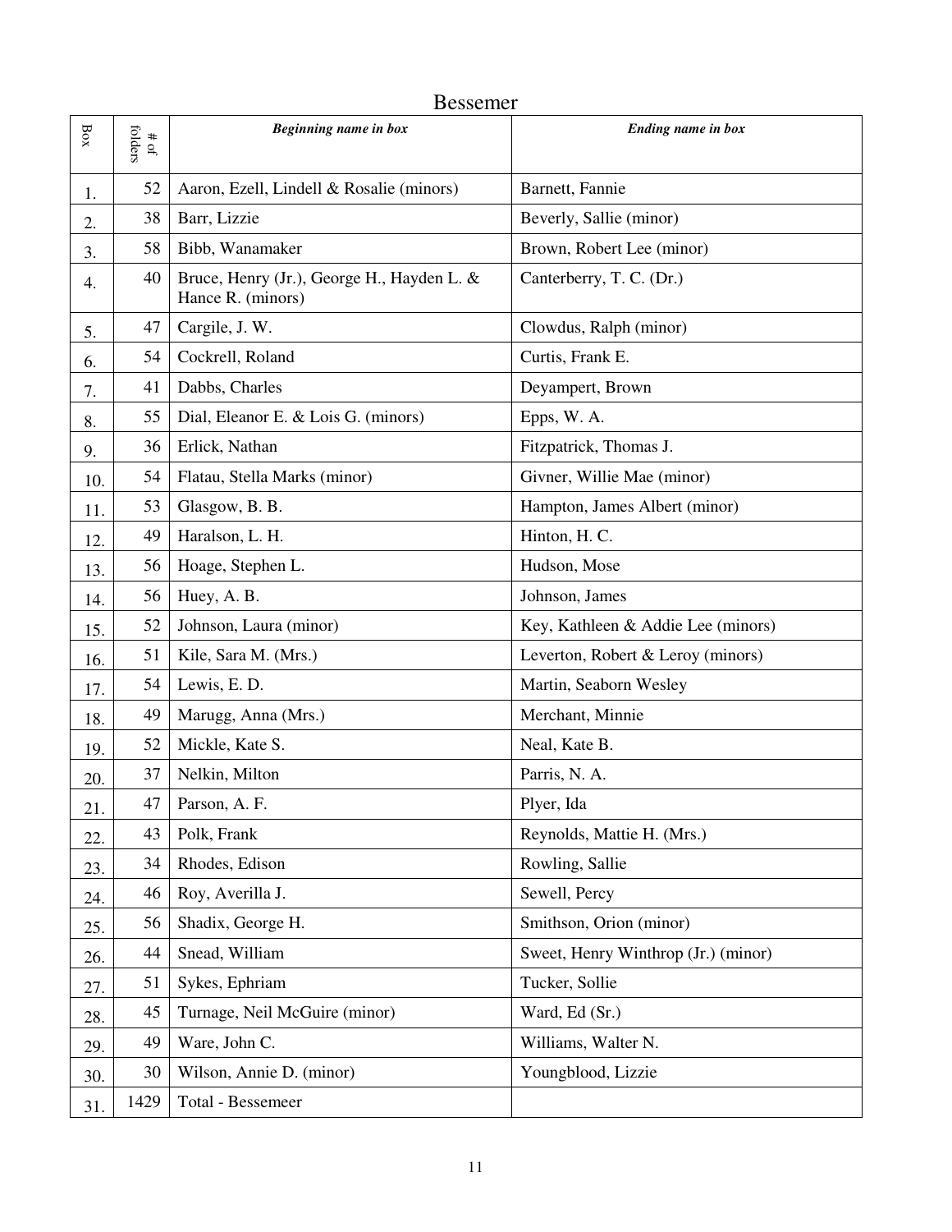## Bessemer

| Box | # of folders | *Beginning name in box* | *Ending name in box* |
|---|---|---|---|
| 1. | 52 | Aaron, Ezell, Lindell & Rosalie (minors) | Barnett, Fannie |
| 2. | 38 | Barr, Lizzie | Beverly, Sallie (minor) |
| 3. | 58 | Bibb, Wanamaker | Brown, Robert Lee (minor) |
| 4. | 40 | Bruce, Henry (Jr.), George H., Hayden L. & Hance R. (minors) | Canterberry, T. C. (Dr.) |
| 5. | 47 | Cargile, J. W. | Clowdus, Ralph (minor) |
| 6. | 54 | Cockrell, Roland | Curtis, Frank E. |
| 7. | 41 | Dabbs, Charles | Deyampert, Brown |
| 8. | 55 | Dial, Eleanor E. & Lois G. (minors) | Epps, W. A. |
| 9. | 36 | Erlick, Nathan | Fitzpatrick, Thomas J. |
| 10. | 54 | Flatau, Stella Marks (minor) | Givner, Willie Mae (minor) |
| 11. | 53 | Glasgow, B. B. | Hampton, James Albert (minor) |
| 12. | 49 | Haralson, L. H. | Hinton, H. C. |
| 13. | 56 | Hoage, Stephen L. | Hudson, Mose |
| 14. | 56 | Huey, A. B. | Johnson, James |
| 15. | 52 | Johnson, Laura (minor) | Key, Kathleen & Addie Lee (minors) |
| 16. | 51 | Kile, Sara M. (Mrs.) | Leverton, Robert & Leroy (minors) |
| 17. | 54 | Lewis, E. D. | Martin, Seaborn Wesley |
| 18. | 49 | Marugg, Anna (Mrs.) | Merchant, Minnie |
| 19. | 52 | Mickle, Kate S. | Neal, Kate B. |
| 20. | 37 | Nelkin, Milton | Parris, N. A. |
| 21. | 47 | Parson, A. F. | Plyer, Ida |
| 22. | 43 | Polk, Frank | Reynolds, Mattie H. (Mrs.) |
| 23. | 34 | Rhodes, Edison | Rowling, Sallie |
| 24. | 46 | Roy, Averilla J. | Sewell, Percy |
| 25. | 56 | Shadix, George H. | Smithson, Orion (minor) |
| 26. | 44 | Snead, William | Sweet, Henry Winthrop (Jr.) (minor) |
| 27. | 51 | Sykes, Ephriam | Tucker, Sollie |
| 28. | 45 | Turnage, Neil McGuire (minor) | Ward, Ed (Sr.) |
| 29. | 49 | Ware, John C. | Williams, Walter N. |
| 30. | 30 | Wilson, Annie D. (minor) | Youngblood, Lizzie |
| 31. | 1429 | Total - Bessemeer | |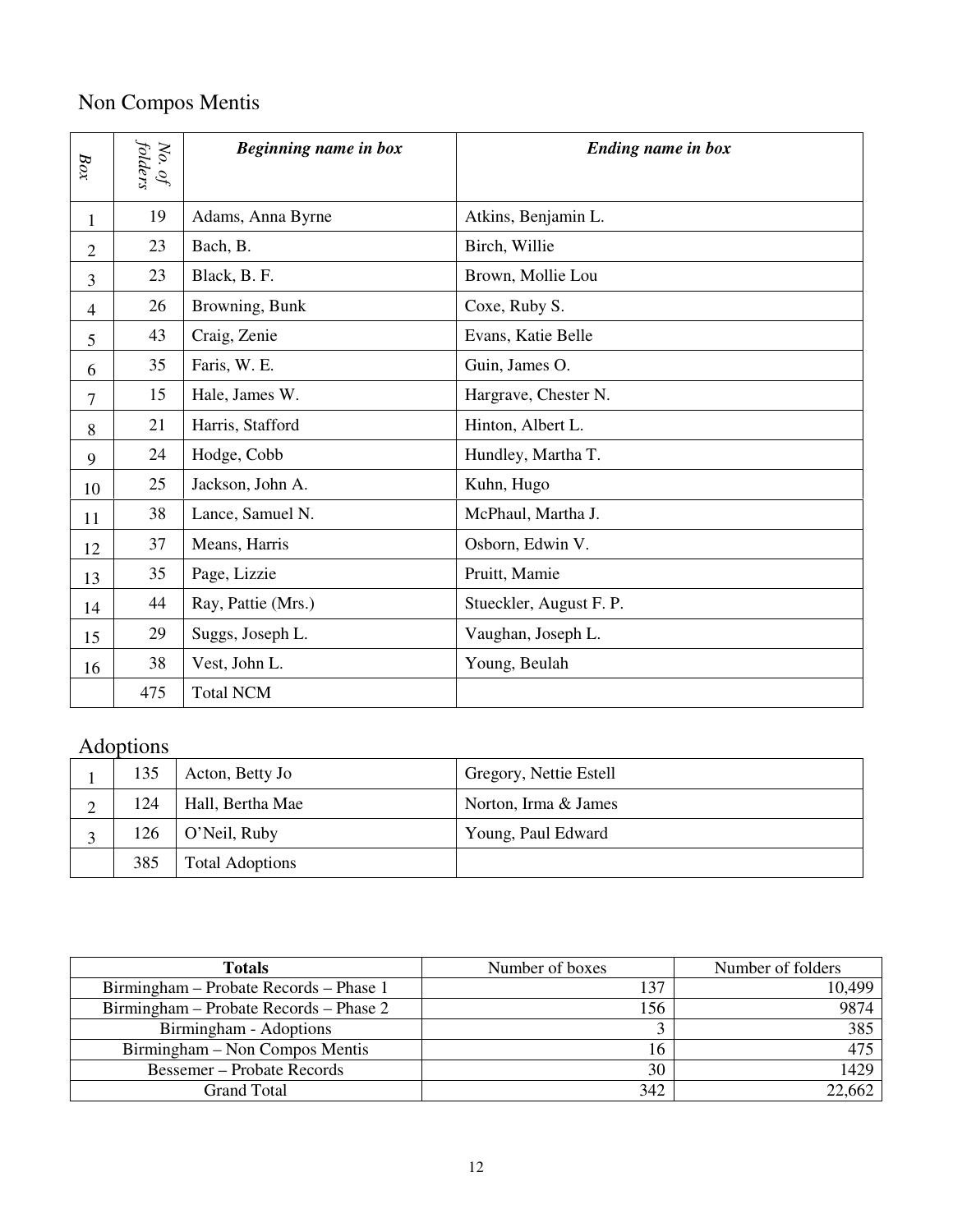## Non Compos Mentis

| *Box* | *No. of folders* | ***Beginning name in box*** | ***Ending name in box*** |
|---|---|---|---|
| 1 | 19 | Adams, Anna Byrne | Atkins, Benjamin L. |
| 2 | 23 | Bach, B. | Birch, Willie |
| 3 | 23 | Black, B. F. | Brown, Mollie Lou |
| 4 | 26 | Browning, Bunk | Coxe, Ruby S. |
| 5 | 43 | Craig, Zenie | Evans, Katie Belle |
| 6 | 35 | Faris, W. E. | Guin, James O. |
| 7 | 15 | Hale, James W. | Hargrave, Chester N. |
| 8 | 21 | Harris, Stafford | Hinton, Albert L. |
| 9 | 24 | Hodge, Cobb | Hundley, Martha T. |
| 10 | 25 | Jackson, John A. | Kuhn, Hugo |
| 11 | 38 | Lance, Samuel N. | McPhaul, Martha J. |
| 12 | 37 | Means, Harris | Osborn, Edwin V. |
| 13 | 35 | Page, Lizzie | Pruitt, Mamie |
| 14 | 44 | Ray, Pattie (Mrs.) | Stueckler, August F. P. |
| 15 | 29 | Suggs, Joseph L. | Vaughan, Joseph L. |
| 16 | 38 | Vest, John L. | Young, Beulah |
| | 475 | Total NCM | |

## Adoptions

| | | | |
|---|---|---|---|
| 1 | 135 | Acton, Betty Jo | Gregory, Nettie Estell |
| 2 | 124 | Hall, Bertha Mae | Norton, Irma & James |
| 3 | 126 | O'Neil, Ruby | Young, Paul Edward |
| | 385 | Total Adoptions | |

| **Totals** | Number of boxes | Number of folders |
|---|---|---|
| Birmingham – Probate Records – Phase 1 | 137 | 10,499 |
| Birmingham – Probate Records – Phase 2 | 156 | 9874 |
| Birmingham - Adoptions | 3 | 385 |
| Birmingham – Non Compos Mentis | 16 | 475 |
| Bessemer – Probate Records | 30 | 1429 |
| Grand Total | 342 | 22,662 |